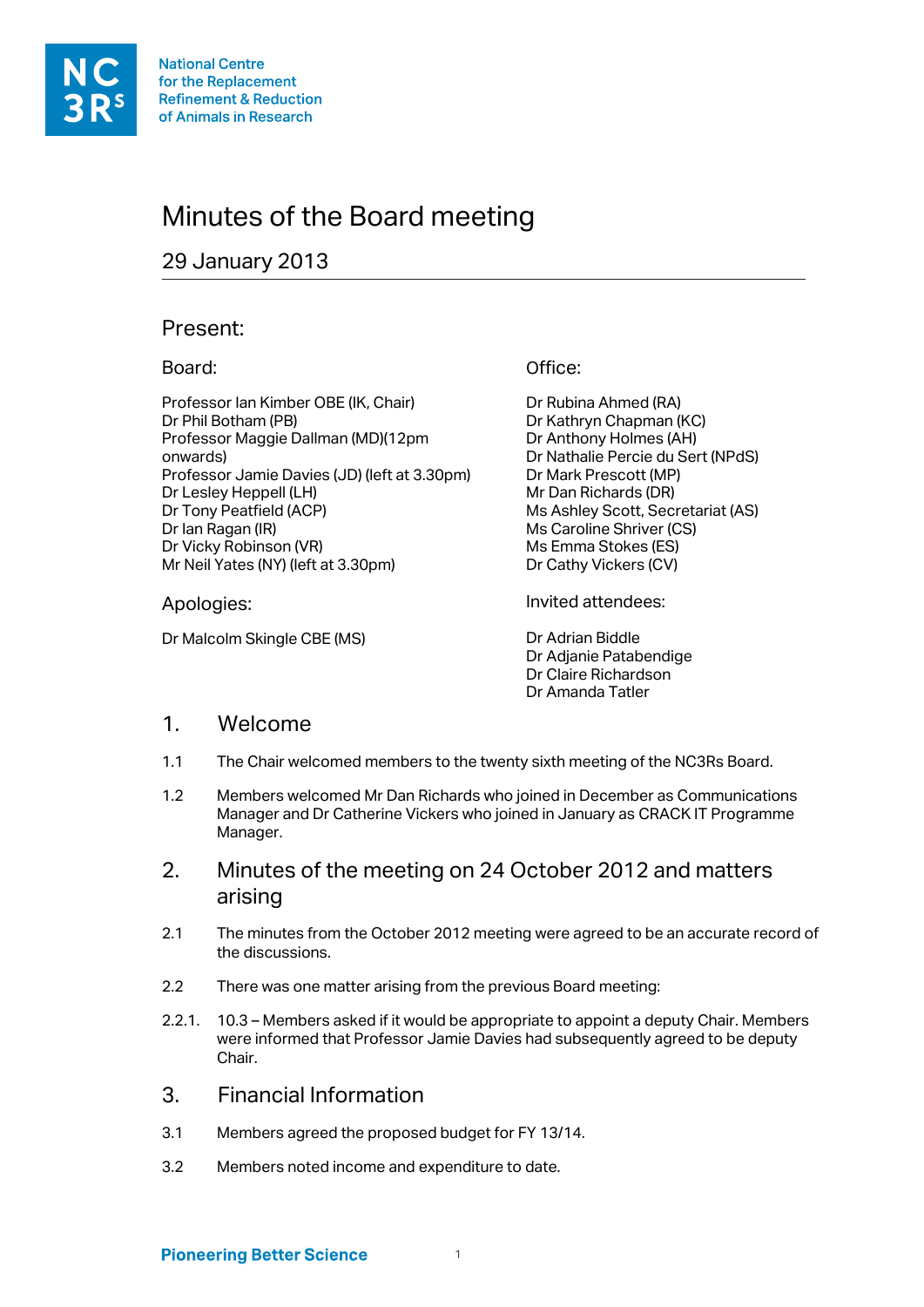National Centre for the Replacement Refinement & Reduction of Animals in Research

# Minutes of the Board meeting

## 29 January 2013

## Present:

### Board:

Professor Ian Kimber OBE (IK, Chair)
Dr Phil Botham (PB)
Professor Maggie Dallman (MD)(12pm onwards)
Professor Jamie Davies (JD) (left at 3.30pm)
Dr Lesley Heppell (LH)
Dr Tony Peatfield (ACP)
Dr Ian Ragan (IR)
Dr Vicky Robinson (VR)
Mr Neil Yates (NY) (left at 3.30pm)

### Office:

Dr Rubina Ahmed (RA)
Dr Kathryn Chapman (KC)
Dr Anthony Holmes (AH)
Dr Nathalie Percie du Sert (NPdS)
Dr Mark Prescott (MP)
Mr Dan Richards (DR)
Ms Ashley Scott, Secretariat (AS)
Ms Caroline Shriver (CS)
Ms Emma Stokes (ES)
Dr Cathy Vickers (CV)

### Apologies:

Dr Malcolm Skingle CBE (MS)

### Invited attendees:

Dr Adrian Biddle
Dr Adjanie Patabendige
Dr Claire Richardson
Dr Amanda Tatler

## 1. Welcome

1.1 The Chair welcomed members to the twenty sixth meeting of the NC3Rs Board.

1.2 Members welcomed Mr Dan Richards who joined in December as Communications Manager and Dr Catherine Vickers who joined in January as CRACK IT Programme Manager.

## 2. Minutes of the meeting on 24 October 2012 and matters arising

2.1 The minutes from the October 2012 meeting were agreed to be an accurate record of the discussions.

2.2 There was one matter arising from the previous Board meeting:

2.2.1. 10.3 – Members asked if it would be appropriate to appoint a deputy Chair. Members were informed that Professor Jamie Davies had subsequently agreed to be deputy Chair.

## 3. Financial Information

3.1 Members agreed the proposed budget for FY 13/14.

3.2 Members noted income and expenditure to date.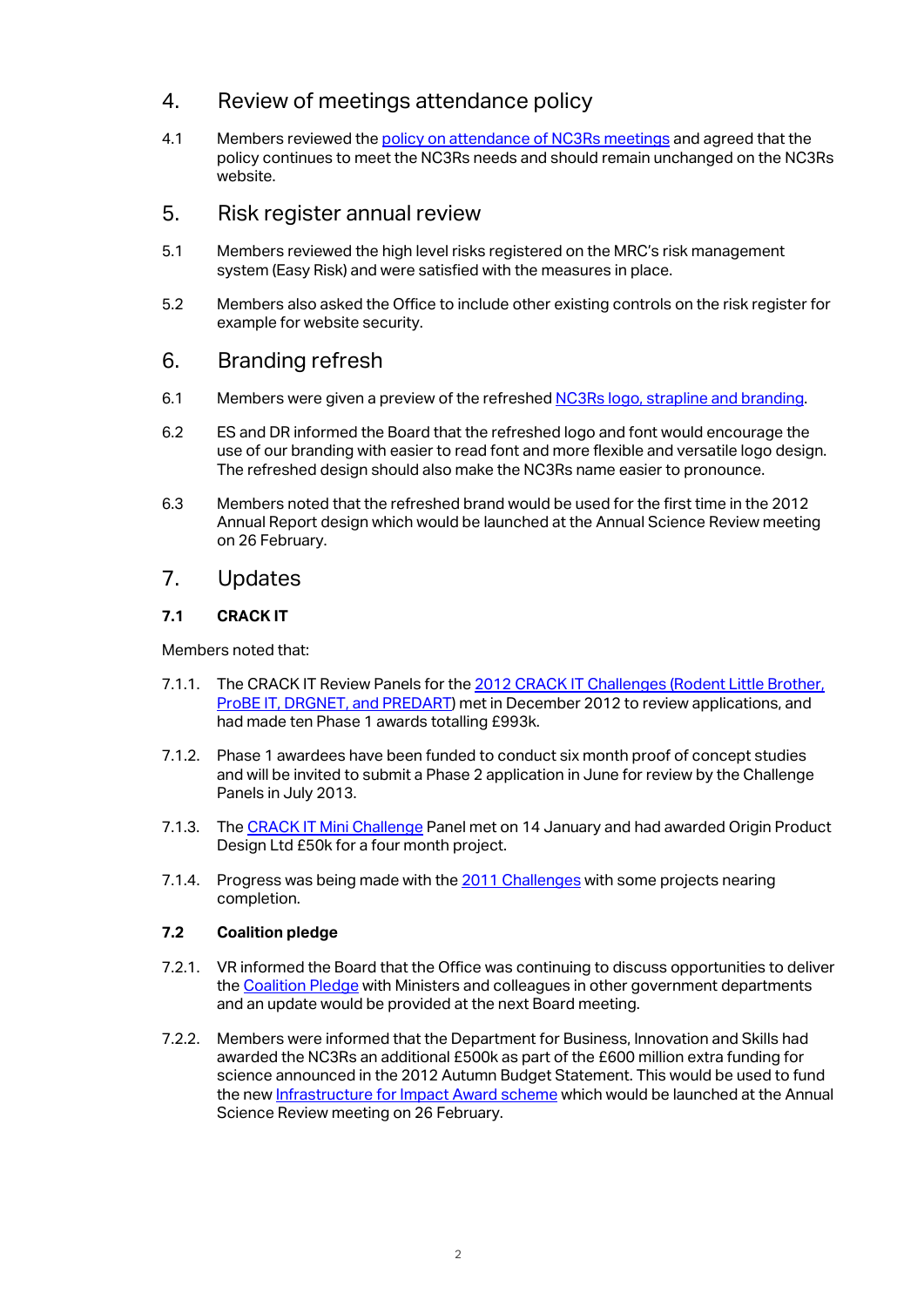## 4. Review of meetings attendance policy

4.1 Members reviewed the policy on attendance of NC3Rs meetings and agreed that the policy continues to meet the NC3Rs needs and should remain unchanged on the NC3Rs website.

## 5. Risk register annual review

5.1 Members reviewed the high level risks registered on the MRC's risk management system (Easy Risk) and were satisfied with the measures in place.

5.2 Members also asked the Office to include other existing controls on the risk register for example for website security.

## 6. Branding refresh

6.1 Members were given a preview of the refreshed NC3Rs logo, strapline and branding.

6.2 ES and DR informed the Board that the refreshed logo and font would encourage the use of our branding with easier to read font and more flexible and versatile logo design. The refreshed design should also make the NC3Rs name easier to pronounce.

6.3 Members noted that the refreshed brand would be used for the first time in the 2012 Annual Report design which would be launched at the Annual Science Review meeting on 26 February.

## 7. Updates

### 7.1 CRACK IT

Members noted that:

7.1.1. The CRACK IT Review Panels for the 2012 CRACK IT Challenges (Rodent Little Brother, ProBE IT, DRGNET, and PREDART) met in December 2012 to review applications, and had made ten Phase 1 awards totalling £993k.

7.1.2. Phase 1 awardees have been funded to conduct six month proof of concept studies and will be invited to submit a Phase 2 application in June for review by the Challenge Panels in July 2013.

7.1.3. The CRACK IT Mini Challenge Panel met on 14 January and had awarded Origin Product Design Ltd £50k for a four month project.

7.1.4. Progress was being made with the 2011 Challenges with some projects nearing completion.

### 7.2 Coalition pledge

7.2.1. VR informed the Board that the Office was continuing to discuss opportunities to deliver the Coalition Pledge with Ministers and colleagues in other government departments and an update would be provided at the next Board meeting.

7.2.2. Members were informed that the Department for Business, Innovation and Skills had awarded the NC3Rs an additional £500k as part of the £600 million extra funding for science announced in the 2012 Autumn Budget Statement. This would be used to fund the new Infrastructure for Impact Award scheme which would be launched at the Annual Science Review meeting on 26 February.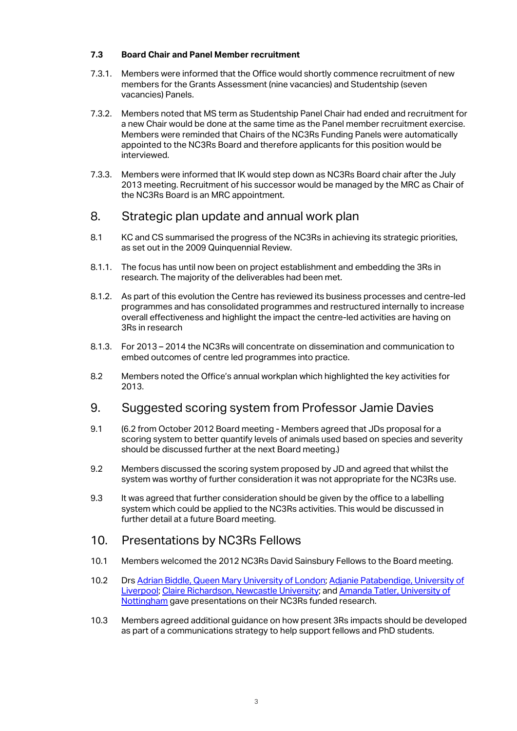### 7.3 Board Chair and Panel Member recruitment

7.3.1. Members were informed that the Office would shortly commence recruitment of new members for the Grants Assessment (nine vacancies) and Studentship (seven vacancies) Panels.

7.3.2. Members noted that MS term as Studentship Panel Chair had ended and recruitment for a new Chair would be done at the same time as the Panel member recruitment exercise. Members were reminded that Chairs of the NC3Rs Funding Panels were automatically appointed to the NC3Rs Board and therefore applicants for this position would be interviewed.

7.3.3. Members were informed that IK would step down as NC3Rs Board chair after the July 2013 meeting. Recruitment of his successor would be managed by the MRC as Chair of the NC3Rs Board is an MRC appointment.

## 8. Strategic plan update and annual work plan

8.1 KC and CS summarised the progress of the NC3Rs in achieving its strategic priorities, as set out in the 2009 Quinquennial Review.

8.1.1. The focus has until now been on project establishment and embedding the 3Rs in research. The majority of the deliverables had been met.

8.1.2. As part of this evolution the Centre has reviewed its business processes and centre-led programmes and has consolidated programmes and restructured internally to increase overall effectiveness and highlight the impact the centre-led activities are having on 3Rs in research

8.1.3. For 2013 – 2014 the NC3Rs will concentrate on dissemination and communication to embed outcomes of centre led programmes into practice.

8.2 Members noted the Office's annual workplan which highlighted the key activities for 2013.

## 9. Suggested scoring system from Professor Jamie Davies

9.1 (6.2 from October 2012 Board meeting - Members agreed that JDs proposal for a scoring system to better quantify levels of animals used based on species and severity should be discussed further at the next Board meeting.)

9.2 Members discussed the scoring system proposed by JD and agreed that whilst the system was worthy of further consideration it was not appropriate for the NC3Rs use.

9.3 It was agreed that further consideration should be given by the office to a labelling system which could be applied to the NC3Rs activities. This would be discussed in further detail at a future Board meeting.

## 10. Presentations by NC3Rs Fellows

10.1 Members welcomed the 2012 NC3Rs David Sainsbury Fellows to the Board meeting.

10.2 Drs Adrian Biddle, Queen Mary University of London; Adjanie Patabendige, University of Liverpool; Claire Richardson, Newcastle University; and Amanda Tatler, University of Nottingham gave presentations on their NC3Rs funded research.

10.3 Members agreed additional guidance on how present 3Rs impacts should be developed as part of a communications strategy to help support fellows and PhD students.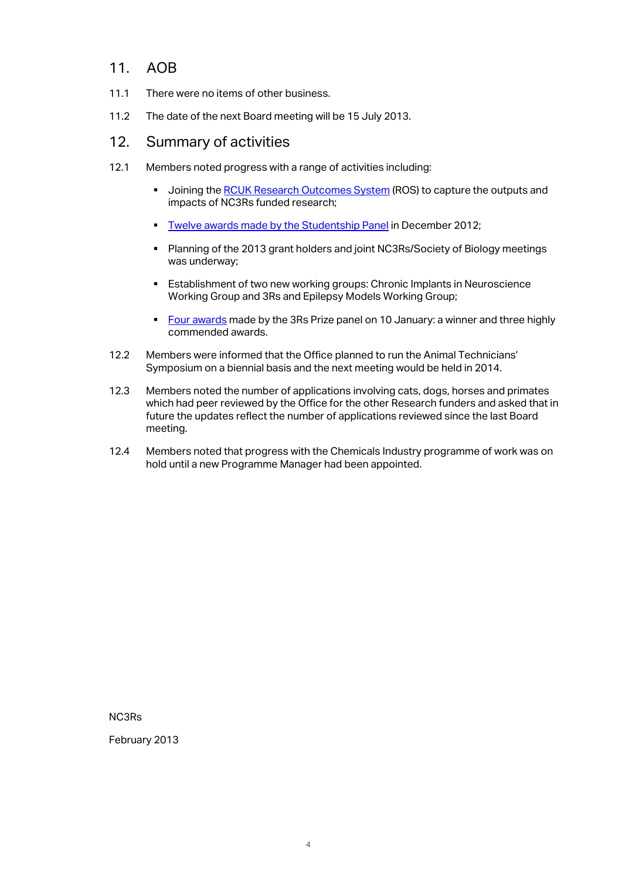## 11. AOB

11.1 There were no items of other business.

11.2 The date of the next Board meeting will be 15 July 2013.

## 12. Summary of activities

12.1 Members noted progress with a range of activities including:

- Joining the RCUK Research Outcomes System (ROS) to capture the outputs and impacts of NC3Rs funded research;
- Twelve awards made by the Studentship Panel in December 2012;
- Planning of the 2013 grant holders and joint NC3Rs/Society of Biology meetings was underway;
- Establishment of two new working groups: Chronic Implants in Neuroscience Working Group and 3Rs and Epilepsy Models Working Group;
- Four awards made by the 3Rs Prize panel on 10 January: a winner and three highly commended awards.

12.2 Members were informed that the Office planned to run the Animal Technicians' Symposium on a biennial basis and the next meeting would be held in 2014.

12.3 Members noted the number of applications involving cats, dogs, horses and primates which had peer reviewed by the Office for the other Research funders and asked that in future the updates reflect the number of applications reviewed since the last Board meeting.

12.4 Members noted that progress with the Chemicals Industry programme of work was on hold until a new Programme Manager had been appointed.

NC3Rs

February 2013